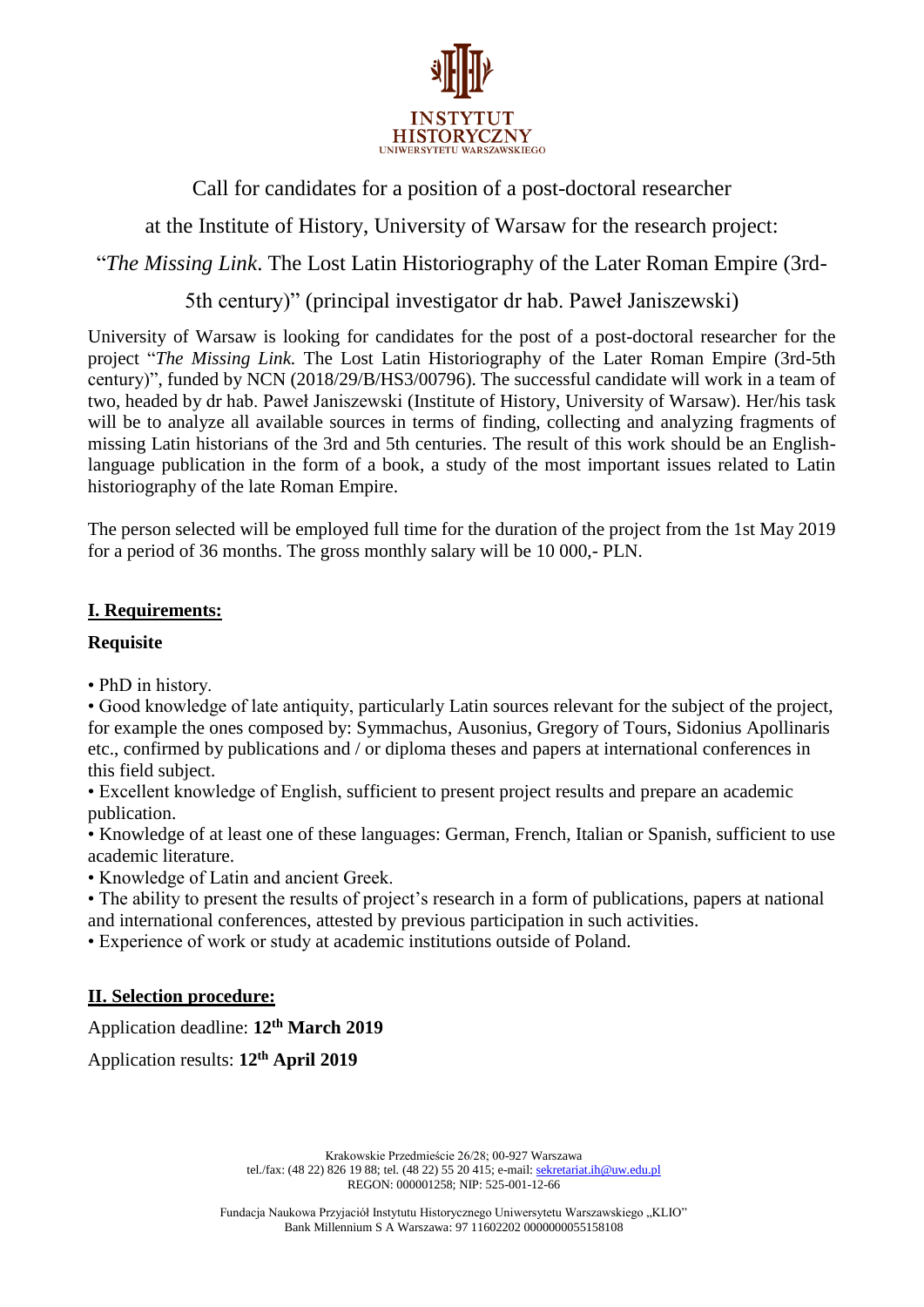INSTYTUT HISTORYCZNY UNIWERSYTETU WARSZAWSKIEGO

Call for candidates for a position of a post-doctoral researcher

at the Institute of History, University of Warsaw for the research project:

"*The Missing Link*. The Lost Latin Historiography of the Later Roman Empire (3rd-5th century)" (principal investigator dr hab. Paweł Janiszewski)

University of Warsaw is looking for candidates for the post of a post-doctoral researcher for the project "*The Missing Link.* The Lost Latin Historiography of the Later Roman Empire (3rd-5th century)", funded by NCN (2018/29/B/HS3/00796). The successful candidate will work in a team of two, headed by dr hab. Paweł Janiszewski (Institute of History, University of Warsaw). Her/his task will be to analyze all available sources in terms of finding, collecting and analyzing fragments of missing Latin historians of the 3rd and 5th centuries. The result of this work should be an English-language publication in the form of a book, a study of the most important issues related to Latin historiography of the late Roman Empire.

The person selected will be employed full time for the duration of the project from the 1st May 2019 for a period of 36 months. The gross monthly salary will be 10 000,- PLN.

## I. Requirements:

### Requisite

- PhD in history.
- Good knowledge of late antiquity, particularly Latin sources relevant for the subject of the project, for example the ones composed by: Symmachus, Ausonius, Gregory of Tours, Sidonius Apollinaris etc., confirmed by publications and / or diploma theses and papers at international conferences in this field subject.
- Excellent knowledge of English, sufficient to present project results and prepare an academic publication.
- Knowledge of at least one of these languages: German, French, Italian or Spanish, sufficient to use academic literature.
- Knowledge of Latin and ancient Greek.
- The ability to present the results of project's research in a form of publications, papers at national and international conferences, attested by previous participation in such activities.
- Experience of work or study at academic institutions outside of Poland.

## II. Selection procedure:

Application deadline: **12th March 2019**

Application results: **12th April 2019**

Krakowskie Przedmieście 26/28; 00-927 Warszawa
tel./fax: (48 22) 826 19 88; tel. (48 22) 55 20 415; e-mail: sekretariat.ih@uw.edu.pl
REGON: 000001258; NIP: 525-001-12-66

Fundacja Naukowa Przyjaciół Instytutu Historycznego Uniwersytetu Warszawskiego „KLIO"
Bank Millennium S A Warszawa: 97 11602202 0000000055158108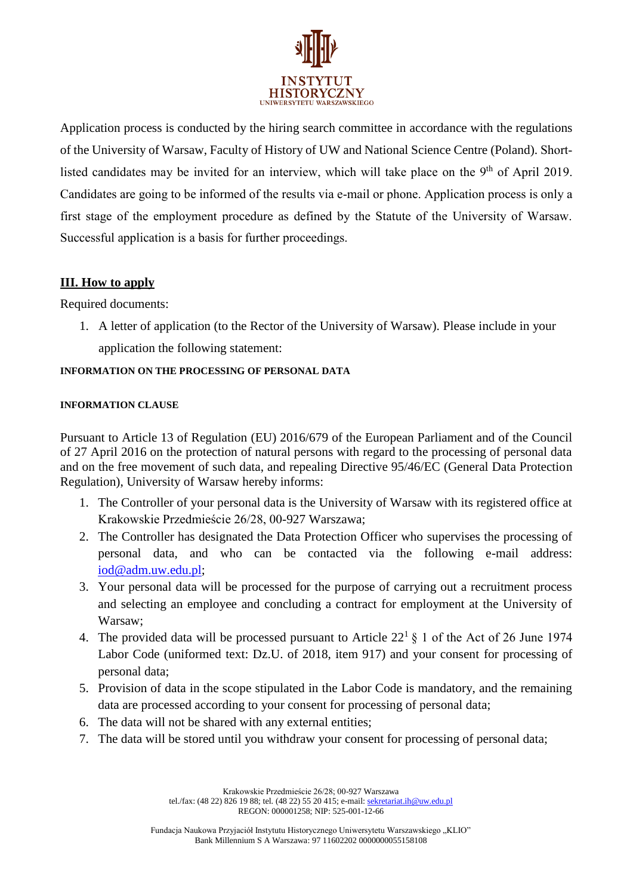Application process is conducted by the hiring search committee in accordance with the regulations of the University of Warsaw, Faculty of History of UW and National Science Centre (Poland). Short-listed candidates may be invited for an interview, which will take place on the 9th of April 2019. Candidates are going to be informed of the results via e-mail or phone. Application process is only a first stage of the employment procedure as defined by the Statute of the University of Warsaw. Successful application is a basis for further proceedings.

## III. How to apply

Required documents:

1. A letter of application (to the Rector of the University of Warsaw). Please include in your application the following statement:

**INFORMATION ON THE PROCESSING OF PERSONAL DATA**

**INFORMATION CLAUSE**

Pursuant to Article 13 of Regulation (EU) 2016/679 of the European Parliament and of the Council of 27 April 2016 on the protection of natural persons with regard to the processing of personal data and on the free movement of such data, and repealing Directive 95/46/EC (General Data Protection Regulation), University of Warsaw hereby informs:

1. The Controller of your personal data is the University of Warsaw with its registered office at Krakowskie Przedmieście 26/28, 00-927 Warszawa;
2. The Controller has designated the Data Protection Officer who supervises the processing of personal data, and who can be contacted via the following e-mail address: iod@adm.uw.edu.pl;
3. Your personal data will be processed for the purpose of carrying out a recruitment process and selecting an employee and concluding a contract for employment at the University of Warsaw;
4. The provided data will be processed pursuant to Article 22[1] § 1 of the Act of 26 June 1974 Labor Code (uniformed text: Dz.U. of 2018, item 917) and your consent for processing of personal data;
5. Provision of data in the scope stipulated in the Labor Code is mandatory, and the remaining data are processed according to your consent for processing of personal data;
6. The data will not be shared with any external entities;
7. The data will be stored until you withdraw your consent for processing of personal data;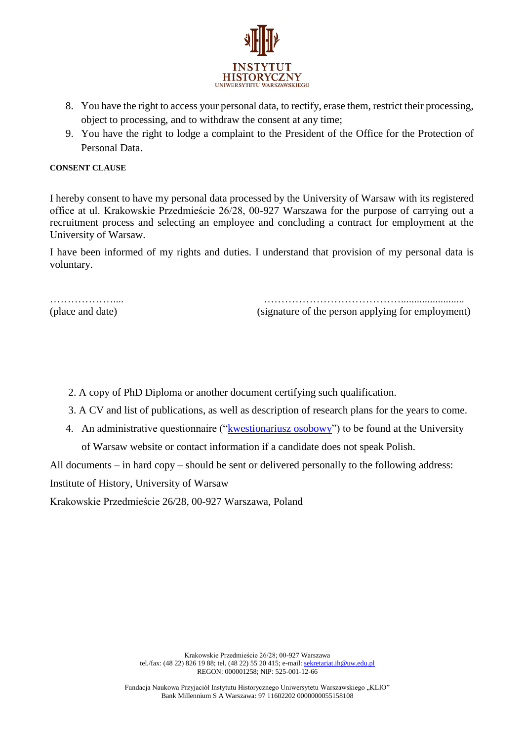8. You have the right to access your personal data, to rectify, erase them, restrict their processing, object to processing, and to withdraw the consent at any time;
9. You have the right to lodge a complaint to the President of the Office for the Protection of Personal Data.

**CONSENT CLAUSE**

I hereby consent to have my personal data processed by the University of Warsaw with its registered office at ul. Krakowskie Przedmieście 26/28, 00-927 Warszawa for the purpose of carrying out a recruitment process and selecting an employee and concluding a contract for employment at the University of Warsaw.

I have been informed of my rights and duties. I understand that provision of my personal data is voluntary.

………………....  ……………………………………......................

(place and date)  (signature of the person applying for employment)

2. A copy of PhD Diploma or another document certifying such qualification.
3. A CV and list of publications, as well as description of research plans for the years to come.
4. An administrative questionnaire ("kwestionariusz osobowy") to be found at the University of Warsaw website or contact information if a candidate does not speak Polish.

All documents – in hard copy – should be sent or delivered personally to the following address:

Institute of History, University of Warsaw

Krakowskie Przedmieście 26/28, 00-927 Warszawa, Poland